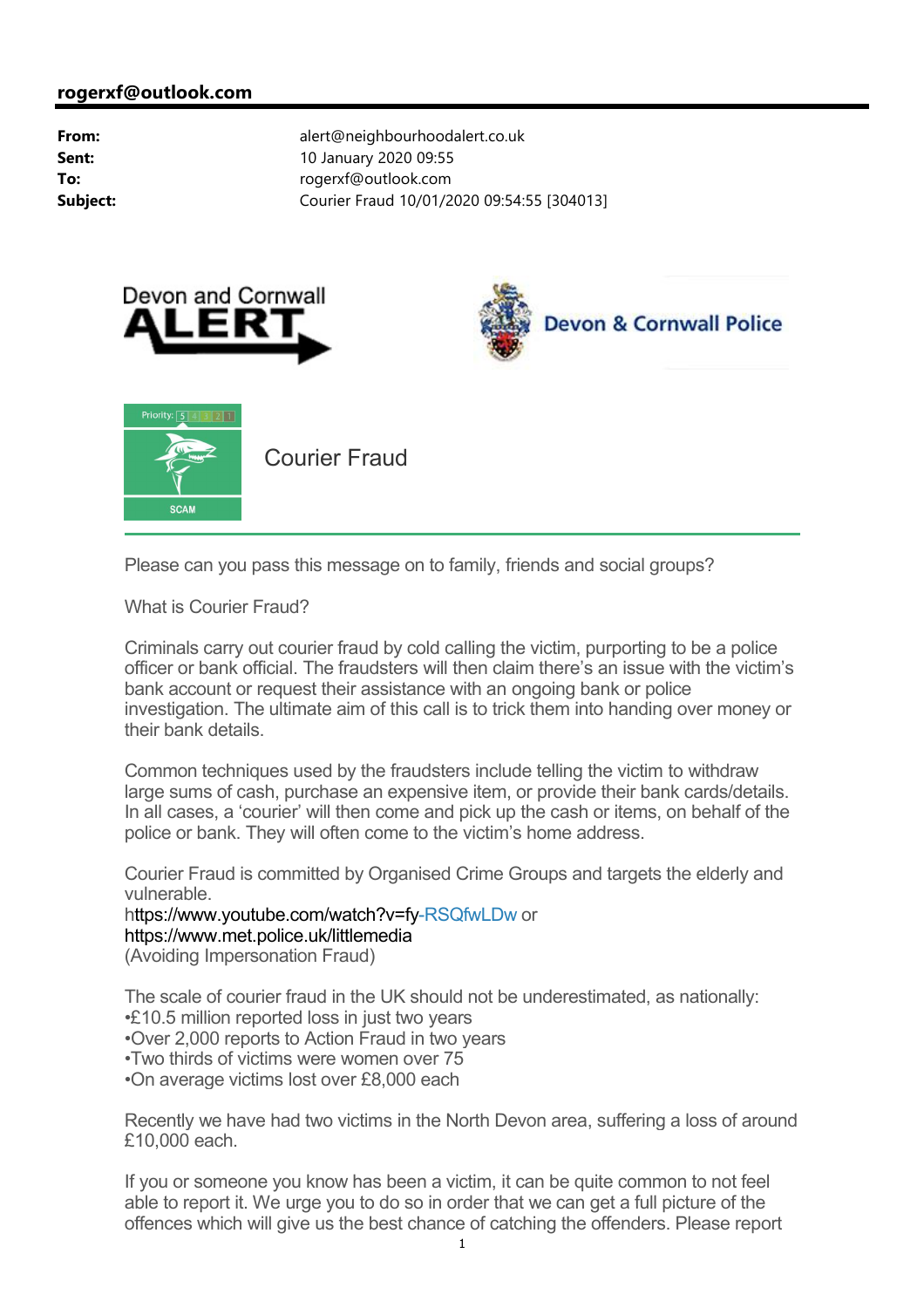**rogerxf@outlook.com**

| | |
|---|---|
| **From:** | alert@neighbourhoodalert.co.uk |
| **Sent:** | 10 January 2020 09:55 |
| **To:** | rogerxf@outlook.com |
| **Subject:** | Courier Fraud 10/01/2020 09:54:55 [304013] |

Devon and Cornwall ALERT

Devon & Cornwall Police

Priority: 5 4 3 2 1

SCAM

# Courier Fraud

Please can you pass this message on to family, friends and social groups?

What is Courier Fraud?

Criminals carry out courier fraud by cold calling the victim, purporting to be a police officer or bank official. The fraudsters will then claim there's an issue with the victim's bank account or request their assistance with an ongoing bank or police investigation. The ultimate aim of this call is to trick them into handing over money or their bank details.

Common techniques used by the fraudsters include telling the victim to withdraw large sums of cash, purchase an expensive item, or provide their bank cards/details. In all cases, a 'courier' will then come and pick up the cash or items, on behalf of the police or bank. They will often come to the victim's home address.

Courier Fraud is committed by Organised Crime Groups and targets the elderly and vulnerable.
https://www.youtube.com/watch?v=fy-RSQfwLDw or
https://www.met.police.uk/littlemedia
(Avoiding Impersonation Fraud)

The scale of courier fraud in the UK should not be underestimated, as nationally:
- £10.5 million reported loss in just two years
- Over 2,000 reports to Action Fraud in two years
- Two thirds of victims were women over 75
- On average victims lost over £8,000 each

Recently we have had two victims in the North Devon area, suffering a loss of around £10,000 each.

If you or someone you know has been a victim, it can be quite common to not feel able to report it. We urge you to do so in order that we can get a full picture of the offences which will give us the best chance of catching the offenders. Please report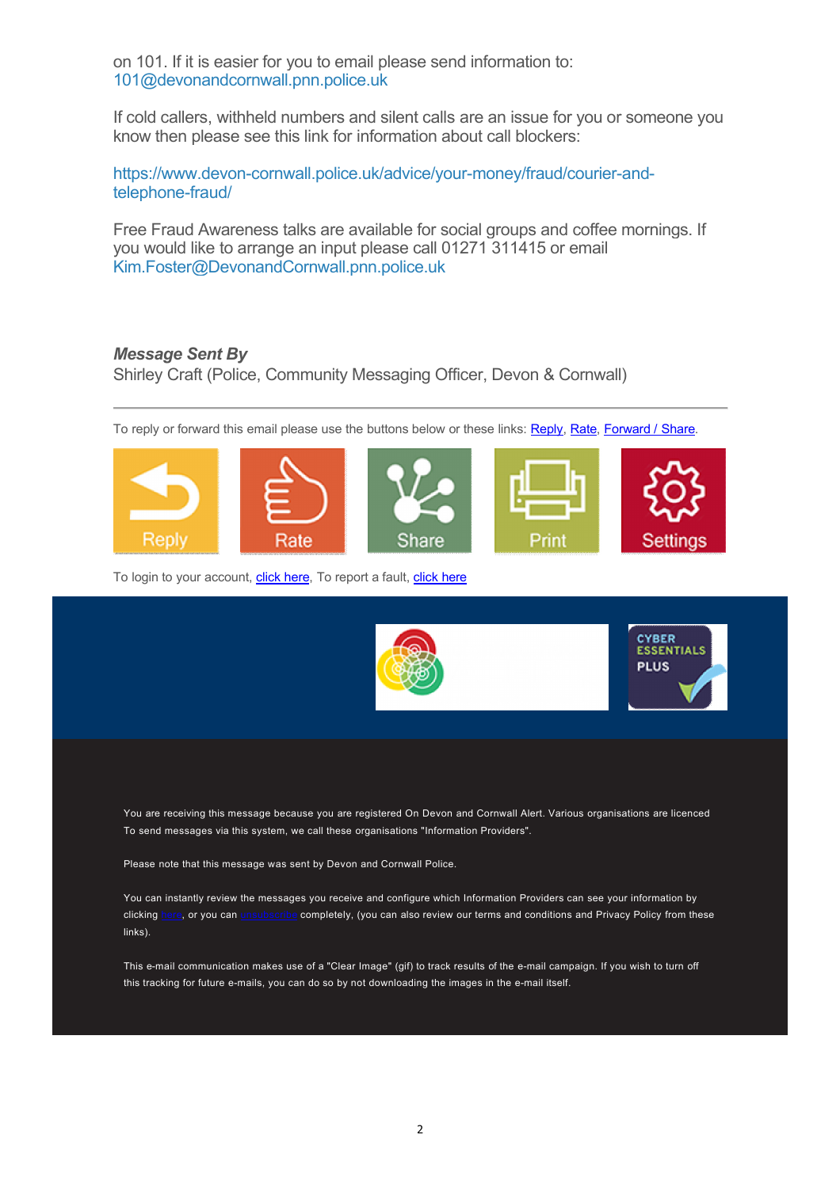on 101. If it is easier for you to email please send information to: 101@devonandcornwall.pnn.police.uk

If cold callers, withheld numbers and silent calls are an issue for you or someone you know then please see this link for information about call blockers:

https://www.devon-cornwall.police.uk/advice/your-money/fraud/courier-and-telephone-fraud/

Free Fraud Awareness talks are available for social groups and coffee mornings. If you would like to arrange an input please call 01271 311415 or email Kim.Foster@DevonandCornwall.pnn.police.uk

***Message Sent By***
Shirley Craft (Police, Community Messaging Officer, Devon & Cornwall)

---

To reply or forward this email please use the buttons below or these links: Reply, Rate, Forward / Share.

Reply Rate Share Print Settings

To login to your account, click here, To report a fault, click here

You are receiving this message because you are registered On Devon and Cornwall Alert. Various organisations are licenced To send messages via this system, we call these organisations "Information Providers".

Please note that this message was sent by Devon and Cornwall Police.

You can instantly review the messages you receive and configure which Information Providers can see your information by clicking here, or you can unsubscribe completely, (you can also review our terms and conditions and Privacy Policy from these links).

This e-mail communication makes use of a "Clear Image" (gif) to track results of the e-mail campaign. If you wish to turn off this tracking for future e-mails, you can do so by not downloading the images in the e-mail itself.